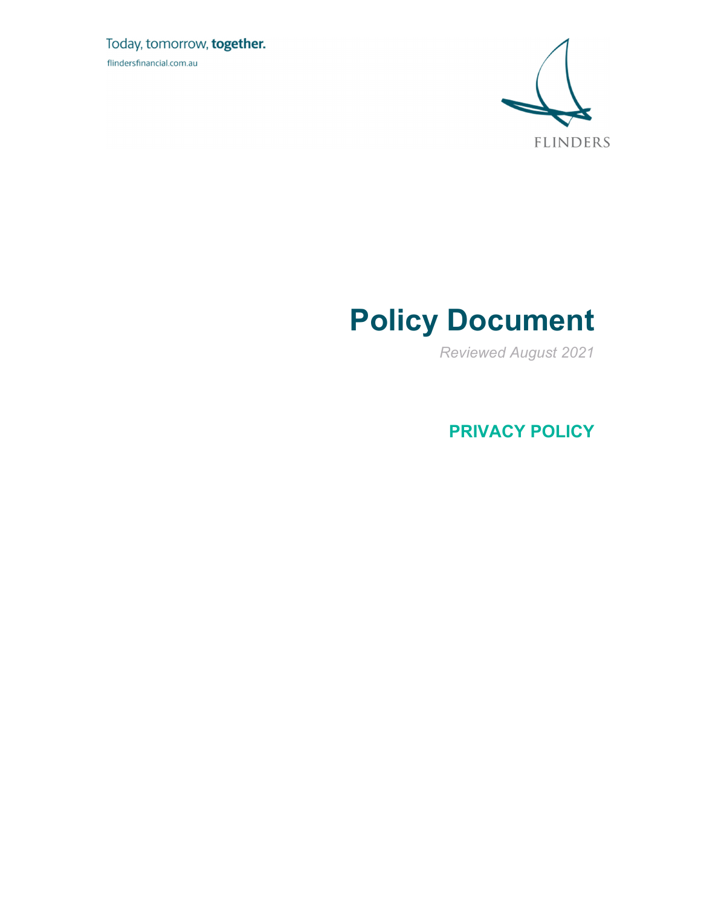Today, tomorrow, **together.**

flindersfinancial.com.au

FLINDERS

# Policy Document

*Reviewed August 2021*

## PRIVACY POLICY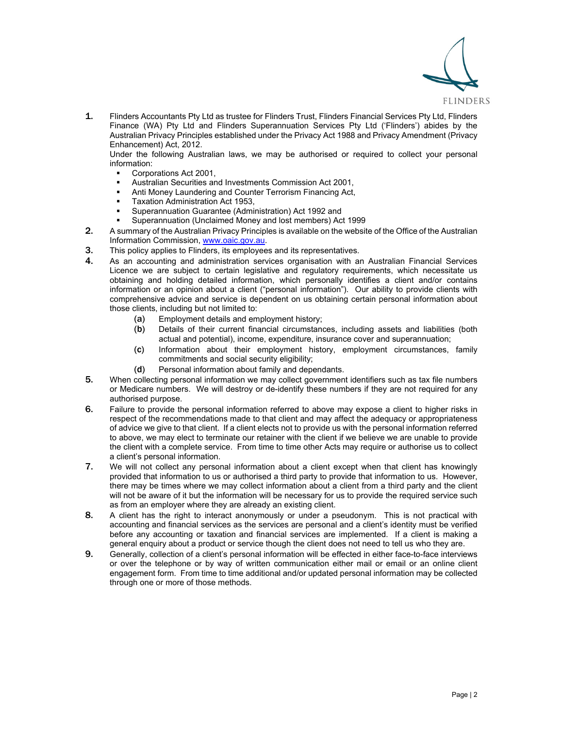1. Flinders Accountants Pty Ltd as trustee for Flinders Trust, Flinders Financial Services Pty Ltd, Flinders Finance (WA) Pty Ltd and Flinders Superannuation Services Pty Ltd ('Flinders') abides by the Australian Privacy Principles established under the Privacy Act 1988 and Privacy Amendment (Privacy Enhancement) Act, 2012.

   Under the following Australian laws, we may be authorised or required to collect your personal information:
   - Corporations Act 2001,
   - Australian Securities and Investments Commission Act 2001,
   - Anti Money Laundering and Counter Terrorism Financing Act,
   - Taxation Administration Act 1953,
   - Superannuation Guarantee (Administration) Act 1992 and
   - Superannuation (Unclaimed Money and lost members) Act 1999
2. A summary of the Australian Privacy Principles is available on the website of the Office of the Australian Information Commission, [www.oaic.gov.au](http://www.oaic.gov.au).
3. This policy applies to Flinders, its employees and its representatives.
4. As an accounting and administration services organisation with an Australian Financial Services Licence we are subject to certain legislative and regulatory requirements, which necessitate us obtaining and holding detailed information, which personally identifies a client and/or contains information or an opinion about a client ("personal information"). Our ability to provide clients with comprehensive advice and service is dependent on us obtaining certain personal information about those clients, including but not limited to:
   - (a) Employment details and employment history;
   - (b) Details of their current financial circumstances, including assets and liabilities (both actual and potential), income, expenditure, insurance cover and superannuation;
   - (c) Information about their employment history, employment circumstances, family commitments and social security eligibility;
   - (d) Personal information about family and dependants.
5. When collecting personal information we may collect government identifiers such as tax file numbers or Medicare numbers. We will destroy or de-identify these numbers if they are not required for any authorised purpose.
6. Failure to provide the personal information referred to above may expose a client to higher risks in respect of the recommendations made to that client and may affect the adequacy or appropriateness of advice we give to that client. If a client elects not to provide us with the personal information referred to above, we may elect to terminate our retainer with the client if we believe we are unable to provide the client with a complete service. From time to time other Acts may require or authorise us to collect a client's personal information.
7. We will not collect any personal information about a client except when that client has knowingly provided that information to us or authorised a third party to provide that information to us. However, there may be times where we may collect information about a client from a third party and the client will not be aware of it but the information will be necessary for us to provide the required service such as from an employer where they are already an existing client.
8. A client has the right to interact anonymously or under a pseudonym. This is not practical with accounting and financial services as the services are personal and a client's identity must be verified before any accounting or taxation and financial services are implemented. If a client is making a general enquiry about a product or service though the client does not need to tell us who they are.
9. Generally, collection of a client's personal information will be effected in either face-to-face interviews or over the telephone or by way of written communication either mail or email or an online client engagement form. From time to time additional and/or updated personal information may be collected through one or more of those methods.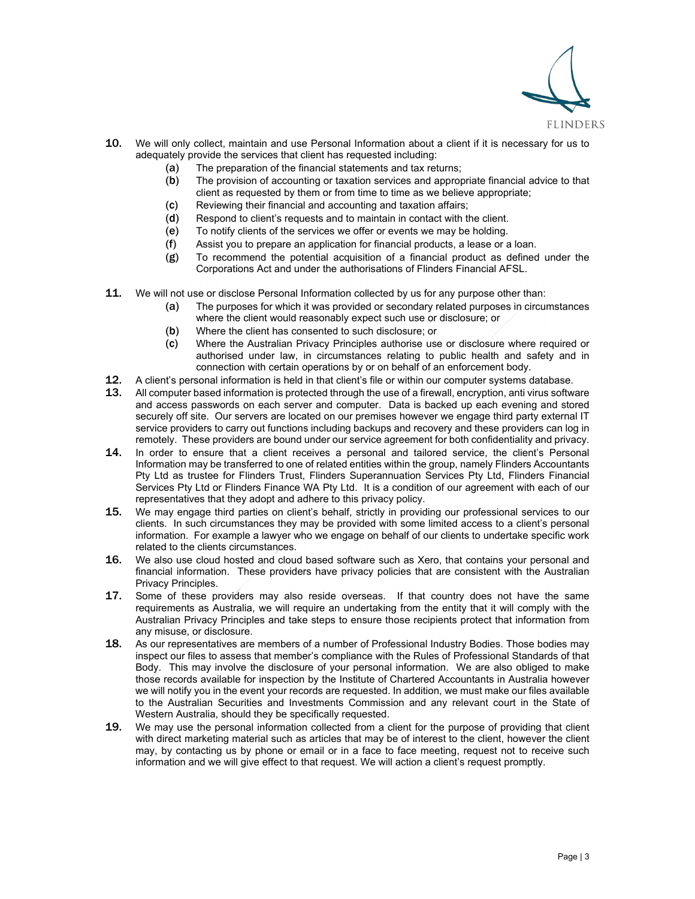10. We will only collect, maintain and use Personal Information about a client if it is necessary for us to adequately provide the services that client has requested including:
    (a) The preparation of the financial statements and tax returns;
    (b) The provision of accounting or taxation services and appropriate financial advice to that client as requested by them or from time to time as we believe appropriate;
    (c) Reviewing their financial and accounting and taxation affairs;
    (d) Respond to client's requests and to maintain in contact with the client.
    (e) To notify clients of the services we offer or events we may be holding.
    (f) Assist you to prepare an application for financial products, a lease or a loan.
    (g) To recommend the potential acquisition of a financial product as defined under the Corporations Act and under the authorisations of Flinders Financial AFSL.

11. We will not use or disclose Personal Information collected by us for any purpose other than:
    (a) The purposes for which it was provided or secondary related purposes in circumstances where the client would reasonably expect such use or disclosure; or
    (b) Where the client has consented to such disclosure; or
    (c) Where the Australian Privacy Principles authorise use or disclosure where required or authorised under law, in circumstances relating to public health and safety and in connection with certain operations by or on behalf of an enforcement body.

12. A client's personal information is held in that client's file or within our computer systems database.

13. All computer based information is protected through the use of a firewall, encryption, anti virus software and access passwords on each server and computer. Data is backed up each evening and stored securely off site. Our servers are located on our premises however we engage third party external IT service providers to carry out functions including backups and recovery and these providers can log in remotely. These providers are bound under our service agreement for both confidentiality and privacy.

14. In order to ensure that a client receives a personal and tailored service, the client's Personal Information may be transferred to one of related entities within the group, namely Flinders Accountants Pty Ltd as trustee for Flinders Trust, Flinders Superannuation Services Pty Ltd, Flinders Financial Services Pty Ltd or Flinders Finance WA Pty Ltd. It is a condition of our agreement with each of our representatives that they adopt and adhere to this privacy policy.

15. We may engage third parties on client's behalf, strictly in providing our professional services to our clients. In such circumstances they may be provided with some limited access to a client's personal information. For example a lawyer who we engage on behalf of our clients to undertake specific work related to the clients circumstances.

16. We also use cloud hosted and cloud based software such as Xero, that contains your personal and financial information. These providers have privacy policies that are consistent with the Australian Privacy Principles.

17. Some of these providers may also reside overseas. If that country does not have the same requirements as Australia, we will require an undertaking from the entity that it will comply with the Australian Privacy Principles and take steps to ensure those recipients protect that information from any misuse, or disclosure.

18. As our representatives are members of a number of Professional Industry Bodies. Those bodies may inspect our files to assess that member's compliance with the Rules of Professional Standards of that Body. This may involve the disclosure of your personal information. We are also obliged to make those records available for inspection by the Institute of Chartered Accountants in Australia however we will notify you in the event your records are requested. In addition, we must make our files available to the Australian Securities and Investments Commission and any relevant court in the State of Western Australia, should they be specifically requested.

19. We may use the personal information collected from a client for the purpose of providing that client with direct marketing material such as articles that may be of interest to the client, however the client may, by contacting us by phone or email or in a face to face meeting, request not to receive such information and we will give effect to that request. We will action a client's request promptly.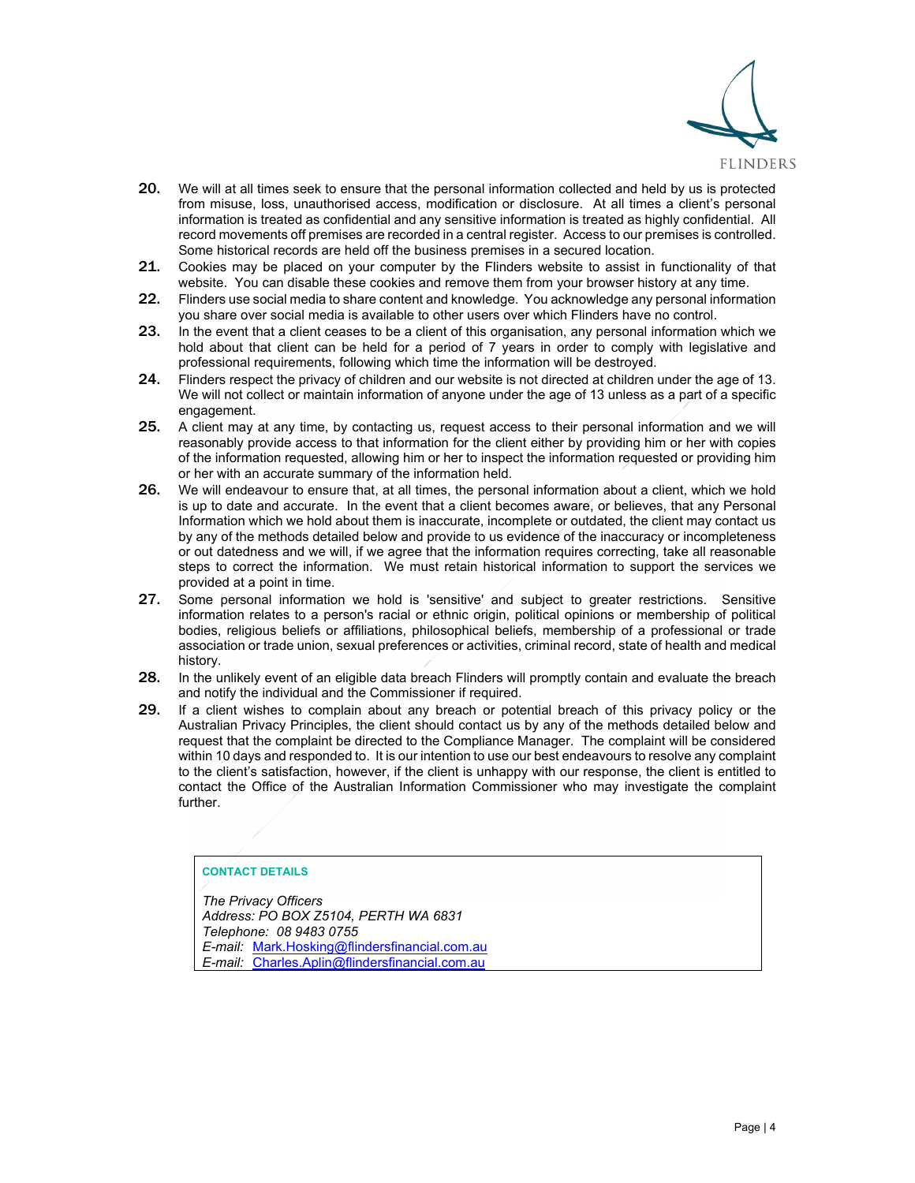20. We will at all times seek to ensure that the personal information collected and held by us is protected from misuse, loss, unauthorised access, modification or disclosure. At all times a client's personal information is treated as confidential and any sensitive information is treated as highly confidential. All record movements off premises are recorded in a central register. Access to our premises is controlled. Some historical records are held off the business premises in a secured location.
21. Cookies may be placed on your computer by the Flinders website to assist in functionality of that website. You can disable these cookies and remove them from your browser history at any time.
22. Flinders use social media to share content and knowledge. You acknowledge any personal information you share over social media is available to other users over which Flinders have no control.
23. In the event that a client ceases to be a client of this organisation, any personal information which we hold about that client can be held for a period of 7 years in order to comply with legislative and professional requirements, following which time the information will be destroyed.
24. Flinders respect the privacy of children and our website is not directed at children under the age of 13. We will not collect or maintain information of anyone under the age of 13 unless as a part of a specific engagement.
25. A client may at any time, by contacting us, request access to their personal information and we will reasonably provide access to that information for the client either by providing him or her with copies of the information requested, allowing him or her to inspect the information requested or providing him or her with an accurate summary of the information held.
26. We will endeavour to ensure that, at all times, the personal information about a client, which we hold is up to date and accurate. In the event that a client becomes aware, or believes, that any Personal Information which we hold about them is inaccurate, incomplete or outdated, the client may contact us by any of the methods detailed below and provide to us evidence of the inaccuracy or incompleteness or out datedness and we will, if we agree that the information requires correcting, take all reasonable steps to correct the information. We must retain historical information to support the services we provided at a point in time.
27. Some personal information we hold is 'sensitive' and subject to greater restrictions. Sensitive information relates to a person's racial or ethnic origin, political opinions or membership of political bodies, religious beliefs or affiliations, philosophical beliefs, membership of a professional or trade association or trade union, sexual preferences or activities, criminal record, state of health and medical history.
28. In the unlikely event of an eligible data breach Flinders will promptly contain and evaluate the breach and notify the individual and the Commissioner if required.
29. If a client wishes to complain about any breach or potential breach of this privacy policy or the Australian Privacy Principles, the client should contact us by any of the methods detailed below and request that the complaint be directed to the Compliance Manager. The complaint will be considered within 10 days and responded to. It is our intention to use our best endeavours to resolve any complaint to the client's satisfaction, however, if the client is unhappy with our response, the client is entitled to contact the Office of the Australian Information Commissioner who may investigate the complaint further.

**CONTACT DETAILS**

*The Privacy Officers*
*Address: PO BOX Z5104, PERTH WA 6831*
*Telephone: 08 9483 0755*
*E-mail:* Mark.Hosking@flindersfinancial.com.au
*E-mail:* Charles.Aplin@flindersfinancial.com.au